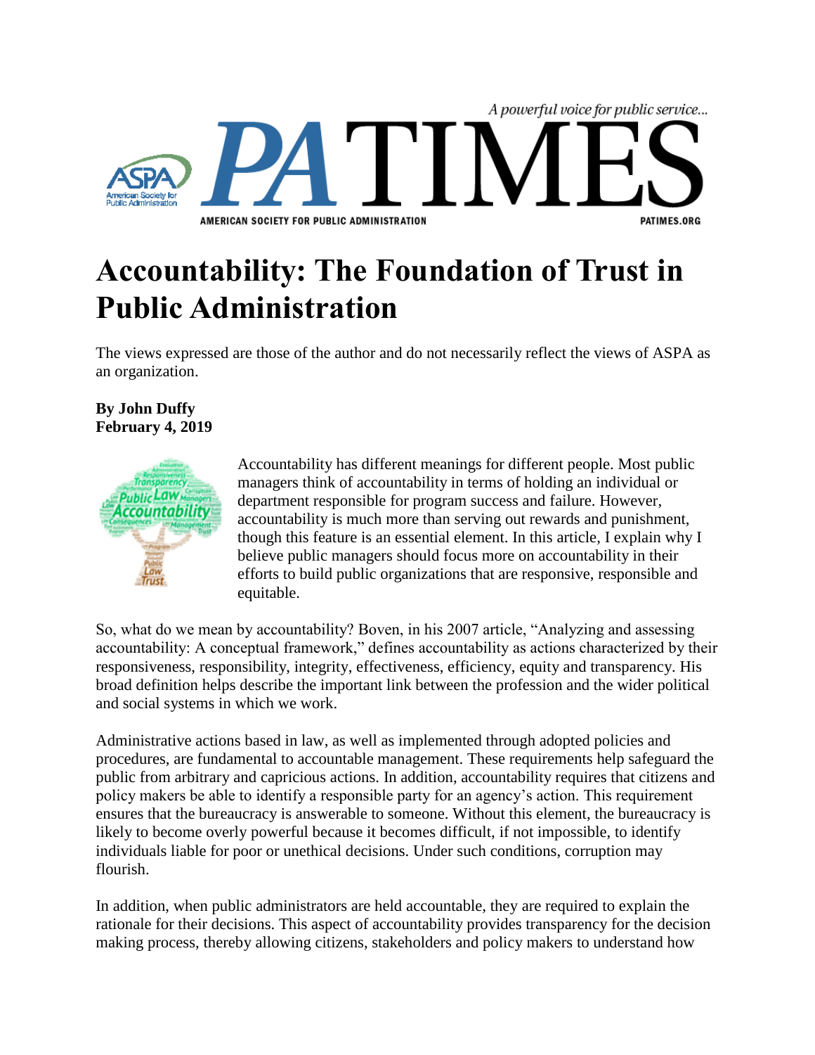# Accountability: The Foundation of Trust in Public Administration

The views expressed are those of the author and do not necessarily reflect the views of ASPA as an organization.

**By John Duffy**
**February 4, 2019**

Accountability has different meanings for different people. Most public managers think of accountability in terms of holding an individual or department responsible for program success and failure. However, accountability is much more than serving out rewards and punishment, though this feature is an essential element. In this article, I explain why I believe public managers should focus more on accountability in their efforts to build public organizations that are responsive, responsible and equitable.

So, what do we mean by accountability? Boven, in his 2007 article, "Analyzing and assessing accountability: A conceptual framework," defines accountability as actions characterized by their responsiveness, responsibility, integrity, effectiveness, efficiency, equity and transparency. His broad definition helps describe the important link between the profession and the wider political and social systems in which we work.

Administrative actions based in law, as well as implemented through adopted policies and procedures, are fundamental to accountable management. These requirements help safeguard the public from arbitrary and capricious actions. In addition, accountability requires that citizens and policy makers be able to identify a responsible party for an agency's action. This requirement ensures that the bureaucracy is answerable to someone. Without this element, the bureaucracy is likely to become overly powerful because it becomes difficult, if not impossible, to identify individuals liable for poor or unethical decisions. Under such conditions, corruption may flourish.

In addition, when public administrators are held accountable, they are required to explain the rationale for their decisions. This aspect of accountability provides transparency for the decision making process, thereby allowing citizens, stakeholders and policy makers to understand how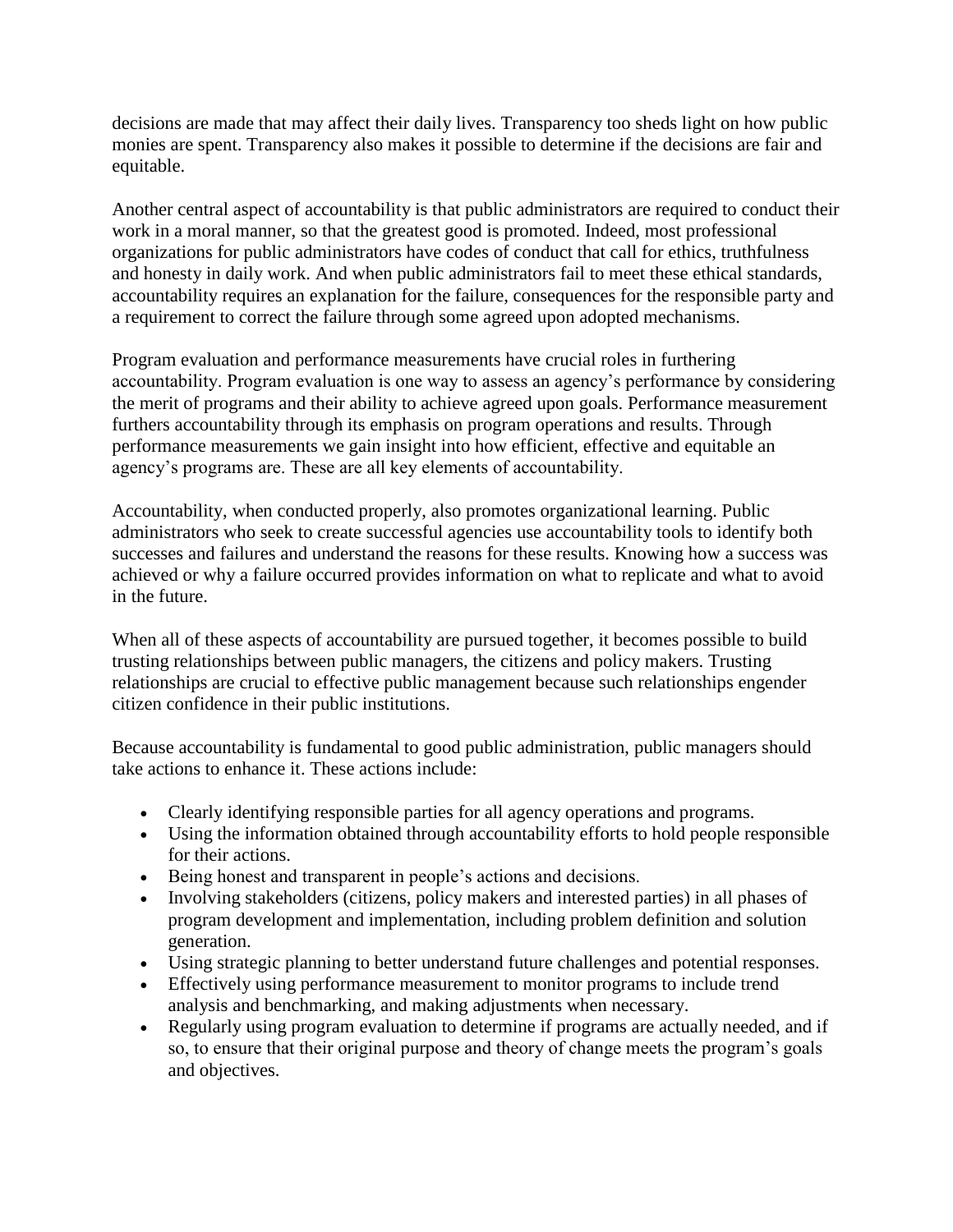decisions are made that may affect their daily lives. Transparency too sheds light on how public monies are spent. Transparency also makes it possible to determine if the decisions are fair and equitable.

Another central aspect of accountability is that public administrators are required to conduct their work in a moral manner, so that the greatest good is promoted. Indeed, most professional organizations for public administrators have codes of conduct that call for ethics, truthfulness and honesty in daily work. And when public administrators fail to meet these ethical standards, accountability requires an explanation for the failure, consequences for the responsible party and a requirement to correct the failure through some agreed upon adopted mechanisms.

Program evaluation and performance measurements have crucial roles in furthering accountability. Program evaluation is one way to assess an agency's performance by considering the merit of programs and their ability to achieve agreed upon goals. Performance measurement furthers accountability through its emphasis on program operations and results. Through performance measurements we gain insight into how efficient, effective and equitable an agency's programs are. These are all key elements of accountability.

Accountability, when conducted properly, also promotes organizational learning. Public administrators who seek to create successful agencies use accountability tools to identify both successes and failures and understand the reasons for these results. Knowing how a success was achieved or why a failure occurred provides information on what to replicate and what to avoid in the future.

When all of these aspects of accountability are pursued together, it becomes possible to build trusting relationships between public managers, the citizens and policy makers. Trusting relationships are crucial to effective public management because such relationships engender citizen confidence in their public institutions.

Because accountability is fundamental to good public administration, public managers should take actions to enhance it. These actions include:

- Clearly identifying responsible parties for all agency operations and programs.
- Using the information obtained through accountability efforts to hold people responsible for their actions.
- Being honest and transparent in people's actions and decisions.
- Involving stakeholders (citizens, policy makers and interested parties) in all phases of program development and implementation, including problem definition and solution generation.
- Using strategic planning to better understand future challenges and potential responses.
- Effectively using performance measurement to monitor programs to include trend analysis and benchmarking, and making adjustments when necessary.
- Regularly using program evaluation to determine if programs are actually needed, and if so, to ensure that their original purpose and theory of change meets the program's goals and objectives.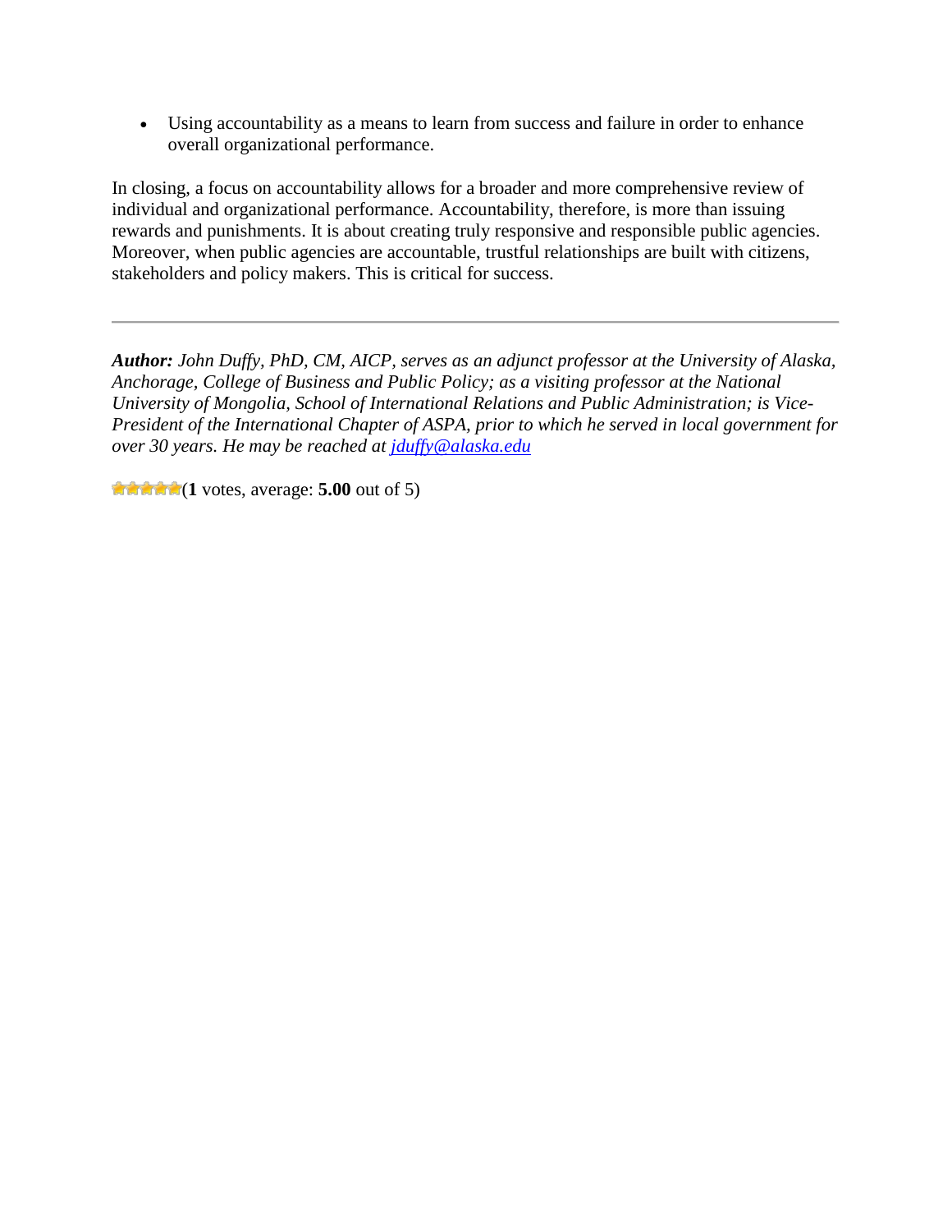- Using accountability as a means to learn from success and failure in order to enhance overall organizational performance.

In closing, a focus on accountability allows for a broader and more comprehensive review of individual and organizational performance. Accountability, therefore, is more than issuing rewards and punishments. It is about creating truly responsive and responsible public agencies. Moreover, when public agencies are accountable, trustful relationships are built with citizens, stakeholders and policy makers. This is critical for success.

---

***Author:*** *John Duffy, PhD, CM, AICP, serves as an adjunct professor at the University of Alaska, Anchorage, College of Business and Public Policy; as a visiting professor at the National University of Mongolia, School of International Relations and Public Administration; is Vice-President of the International Chapter of ASPA, prior to which he served in local government for over 30 years. He may be reached at [jduffy@alaska.edu](mailto:jduffy@alaska.edu)*

(**1** votes, average: **5.00** out of 5)